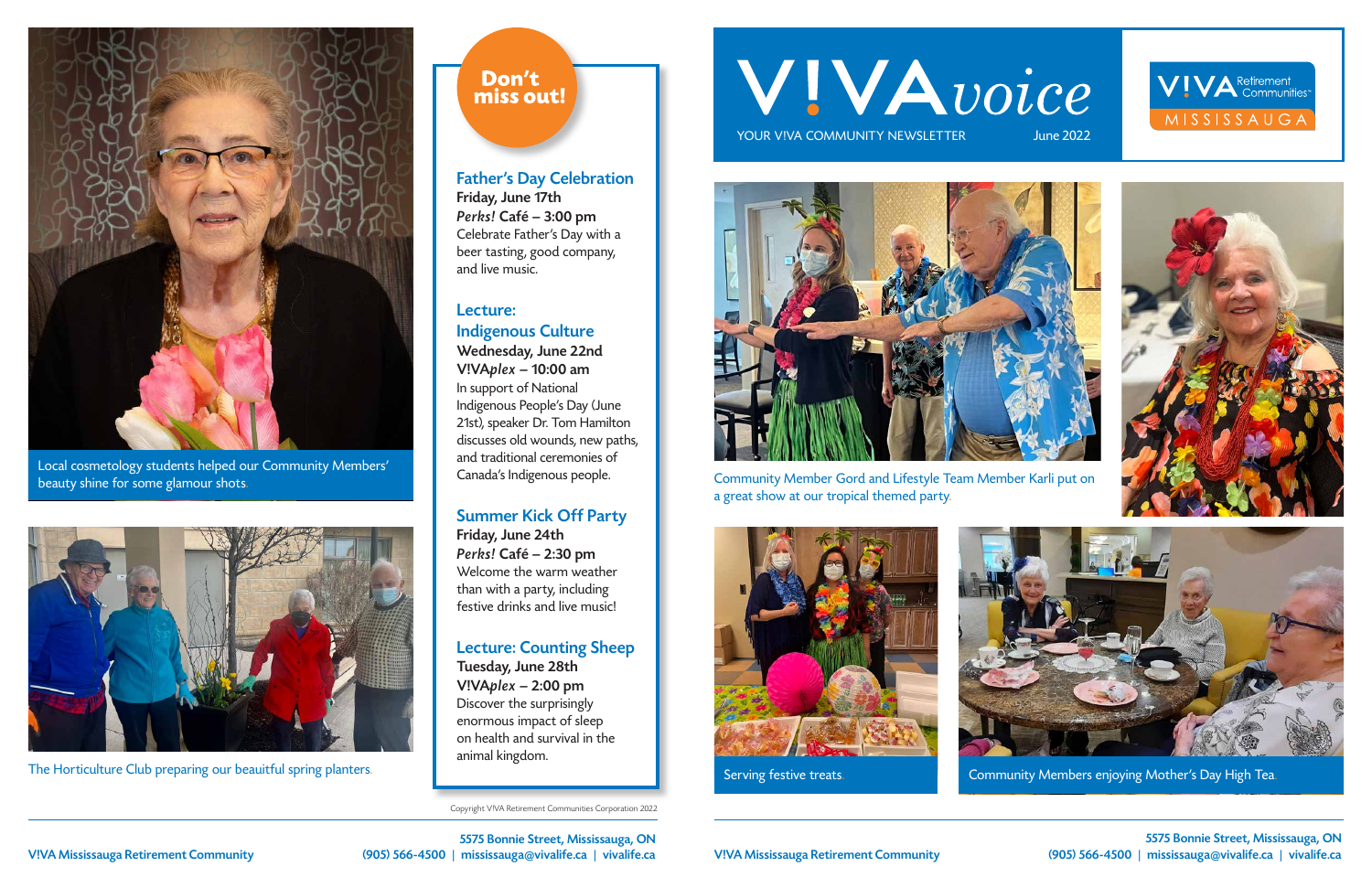# V!VA *voice*

YOUR V!VA COMMUNITY NEWSLETTER June 2022

V!VA Retirement Communities MISSISSAUGA

Local cosmetology students helped our Community Members' beauty shine for some glamour shots.

The Horticulture Club preparing our beautiful spring planters.

## Don't miss out!

### Father's Day Celebration

**Friday, June 17th**
***Perks!* Café – 3:00 pm**
Celebrate Father's Day with a beer tasting, good company, and live music.

### Lecture: Indigenous Culture

**Wednesday, June 22nd**
**V!VA*plex* – 10:00 am**
In support of National Indigenous People's Day (June 21st), speaker Dr. Tom Hamilton discusses old wounds, new paths, and traditional ceremonies of Canada's Indigenous people.

### Summer Kick Off Party

**Friday, June 24th**
***Perks!* Café – 2:30 pm**
Welcome the warm weather than with a party, including festive drinks and live music!

### Lecture: Counting Sheep

**Tuesday, June 28th**
**V!VA*plex* – 2:00 pm**
Discover the surprisingly enormous impact of sleep on health and survival in the animal kingdom.

Copyright V!VA Retirement Communities Corporation 2022

Community Member Gord and Lifestyle Team Member Karli put on a great show at our tropical themed party.

Serving festive treats.

Community Members enjoying Mother's Day High Tea.

V!VA Mississauga Retirement Community
5575 Bonnie Street, Mississauga, ON
(905) 566-4500 | mississauga@vivalife.ca | vivalife.ca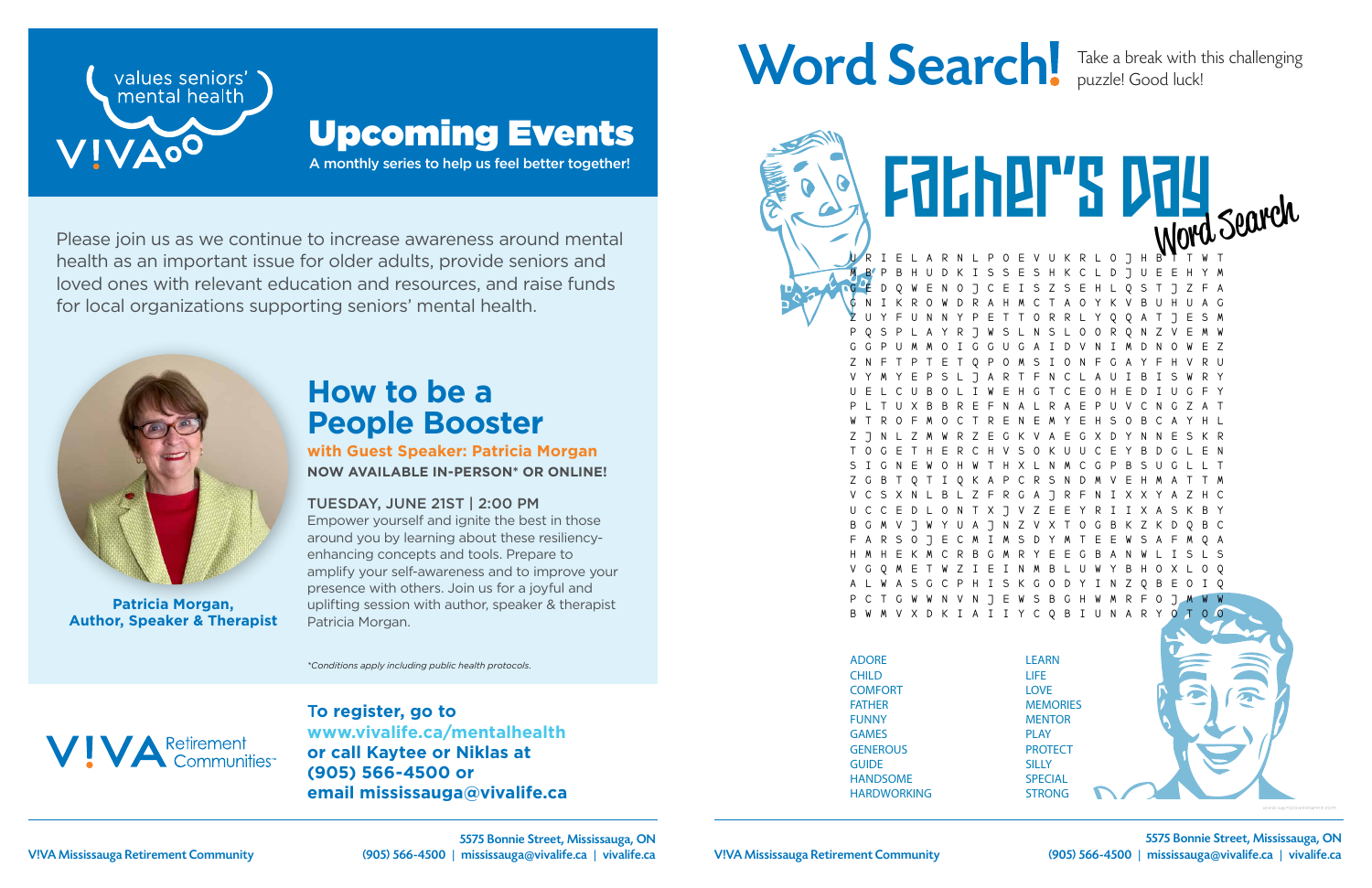values seniors' mental health

VIVA

# Upcoming Events

A monthly series to help us feel better together!

Please join us as we continue to increase awareness around mental health as an important issue for older adults, provide seniors and loved ones with relevant education and resources, and raise funds for local organizations supporting seniors' mental health.

## How to be a People Booster

**with Guest Speaker: Patricia Morgan**

**NOW AVAILABLE IN-PERSON* OR ONLINE!**

TUESDAY, JUNE 21ST | 2:00 PM

Empower yourself and ignite the best in those around you by learning about these resiliency-enhancing concepts and tools. Prepare to amplify your self-awareness and to improve your presence with others. Join us for a joyful and uplifting session with author, speaker & therapist Patricia Morgan.

**Patricia Morgan, Author, Speaker & Therapist**

*Conditions apply including public health protocols.*

VIVA Retirement Communities

**To register, go to www.vivalife.ca/mentalhealth or call Kaytee or Niklas at (905) 566-4500 or email mississauga@vivalife.ca**

# Word Search!

Take a break with this challenging puzzle! Good luck!

## Father's Day Word Search

```
U R I E L A R N L P O E V U K R L O J H B T T W T
M B P B H U D K I S S E S H K C L D J U E E H Y M
G E D Q W E N O J C E I S Z S E H L Q S T J Z F A
G N I K R O W D R A H M C T A O Y K V B U H U A G
Z U Y F U N N Y P E T T O R R L Y Q Q A T J E S M
P Q S P L A Y R J W S L N S L O O R Q N Z V E M W
G G P U M M O I G G U G A I D V N I M D N O W E Z
Z N F T P T E T Q P O M S I O N F G A Y F H V R U
V Y M Y E P S L J A R T F N C L A U I B I S W R Y
U E L C U B O L I W E H G T C E O H E D I U G F Y
P L T U X B B R E F N A L R A E P U V C N G Z A T
W T R O F M O C T R E N E M Y E H S O B C A Y H L
Z J N L Z M W R Z E G K V A E G X D Y N N E S K R
T O G E T H E R C H V S O K U U C E Y B D G L E N
S I G N E W O H W T H X L N M C G P B S U G L L T
Z G B T Q T I Q K A P C R S N D M V E H M A T T M
V C S X N L B L Z F R G A J R F N I X X Y A Z H C
U C C E D L O N T X J V Z E E Y R I I X A S K B Y
B G M V J W Y U A J N Z V X T O G B K Z K D Q B C
F A R S O J E C M I M S D Y M T E E W S A F M Q A
H M H E K M C R B G M R Y E E G B A N W L I S L S
V G Q M E T W Z I E I N M B L U W Y B H O X L O Q
A L W A S G C P H I S K G O D Y I N Z Q B E O I Q
P C T G W W N V N J E W S B G H W M R F O J M W W
B W M V X D K I A I I Y C Q B I U N A R Y O T O O
```

ADORE
CHILD
COMFORT
FATHER
FUNNY
GAMES
GENEROUS
GUIDE
HANDSOME
HARDWORKING
LEARN
LIFE
LOVE
MEMORIES
MENTOR
PLAY
PROTECT
SILLY
SPECIAL
STRONG

VIVA Mississauga Retirement Community

5575 Bonnie Street, Mississauga, ON
(905) 566-4500 | mississauga@vivalife.ca | vivalife.ca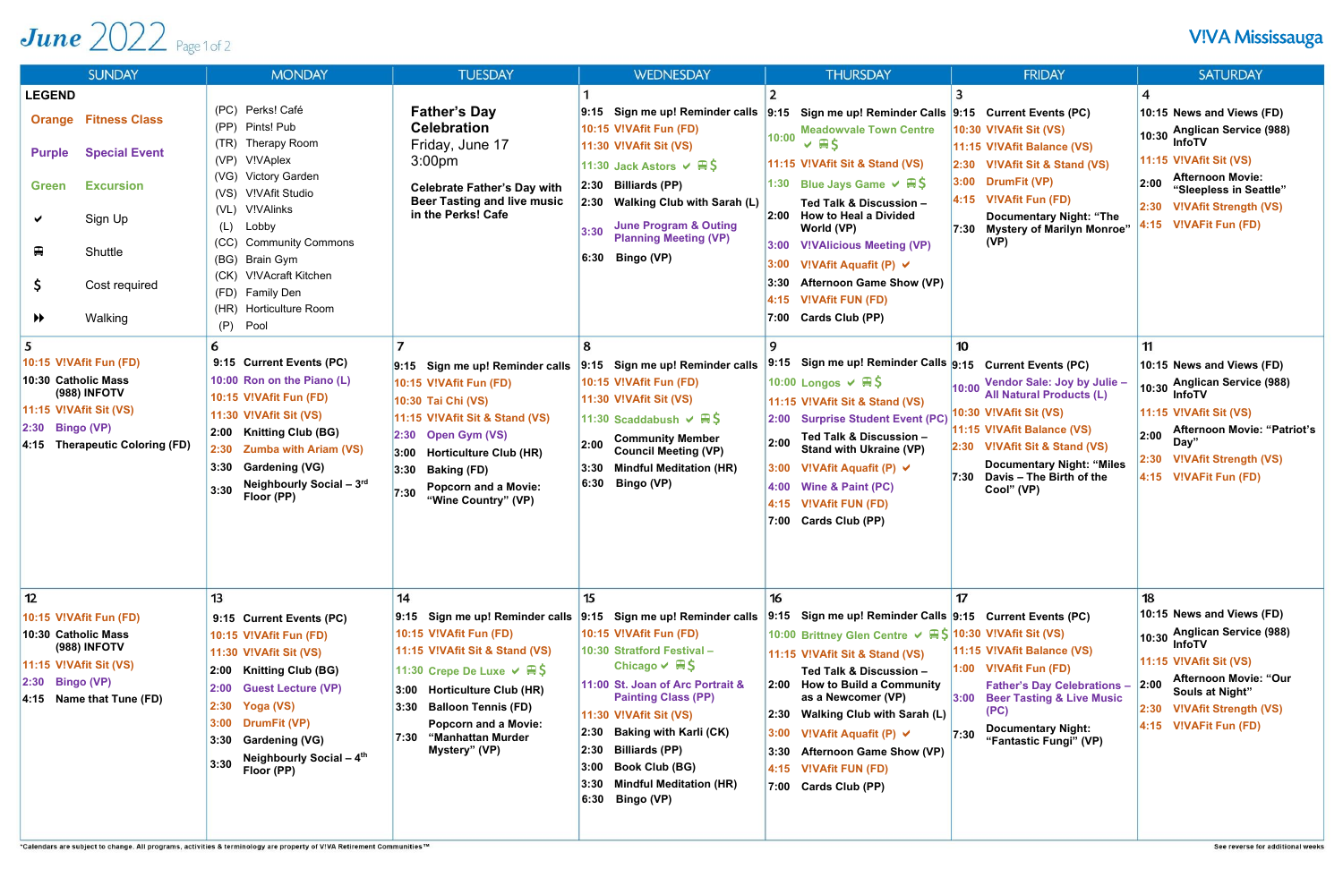# June 2022 Page 1 of 2

V!VA Mississauga

| SUNDAY | MONDAY | TUESDAY | WEDNESDAY | THURSDAY | FRIDAY | SATURDAY |
|---|---|---|---|---|---|---|
| **LEGEND**<br>Orange — Fitness Class<br>Purple — Special Event<br>Green — Excursion<br>✔ Sign Up<br>🚌 Shuttle<br>$ Cost required<br>⏩ Walking | (PC) Perks! Café<br>(PP) Pints! Pub<br>(TR) Therapy Room<br>(VP) V!VAplex<br>(VG) Victory Garden<br>(VS) V!VAfit Studio<br>(VL) V!VAlinks<br>(L) Lobby<br>(CC) Community Commons<br>(BG) Brain Gym<br>(CK) V!VAcraft Kitchen<br>(FD) Family Den<br>(HR) Horticulture Room<br>(P) Pool | **Father's Day Celebration**<br>Friday, June 17<br>3:00pm<br>**Celebrate Father's Day with Beer Tasting and live music in the Perks! Cafe** | 1<br>9:15 Sign me up! Reminder calls<br>10:15 V!VAfit Fun (FD)<br>11:30 V!VAfit Sit (VS)<br>11:30 Jack Astors ✔ 🚌 $<br>2:30 Billiards (PP)<br>2:30 Walking Club with Sarah (L)<br>3:30 June Program & Outing Planning Meeting (VP)<br>6:30 Bingo (VP) | 2<br>9:15 Sign me up! Reminder Calls<br>10:00 Meadowvale Town Centre ✔ 🚌 $<br>11:15 V!VAfit Sit & Stand (VS)<br>1:30 Blue Jays Game ✔ 🚌 $<br>2:00 Ted Talk & Discussion – How to Heal a Divided World (VP)<br>3:00 V!VAlicious Meeting (VP)<br>3:00 V!VAfit Aquafit (P) ✔<br>3:30 Afternoon Game Show (VP)<br>4:15 V!VAfit FUN (FD)<br>7:00 Cards Club (PP) | 3<br>9:15 Current Events (PC)<br>10:30 V!VAfit Sit (VS)<br>11:15 V!VAfit Balance (VS)<br>2:30 V!VAfit Sit & Stand (VS)<br>3:00 DrumFit (VP)<br>4:15 V!VAfit Fun (FD)<br>7:30 Documentary Night: "The Mystery of Marilyn Monroe" (VP) | 4<br>10:15 News and Views (FD)<br>10:30 Anglican Service (988) InfoTV<br>11:15 V!VAfit Sit (VS)<br>2:00 Afternoon Movie: "Sleepless in Seattle"<br>2:30 V!VAfit Strength (VS)<br>4:15 V!VAFit Fun (FD) |
| 5<br>10:15 V!VAfit Fun (FD)<br>10:30 Catholic Mass (988) INFOTV<br>11:15 V!VAfit Sit (VS)<br>2:30 Bingo (VP)<br>4:15 Therapeutic Coloring (FD) | 6<br>9:15 Current Events (PC)<br>10:00 Ron on the Piano (L)<br>10:15 V!VAfit Fun (FD)<br>11:30 V!VAfit Sit (VS)<br>2:00 Knitting Club (BG)<br>2:30 Zumba with Ariam (VS)<br>3:30 Gardening (VG)<br>3:30 Neighbourly Social – 3rd Floor (PP) | 7<br>9:15 Sign me up! Reminder calls<br>10:15 V!VAfit Fun (FD)<br>10:30 Tai Chi (VS)<br>11:15 V!VAfit Sit & Stand (VS)<br>2:30 Open Gym (VS)<br>3:00 Horticulture Club (HR)<br>3:30 Baking (FD)<br>7:30 Popcorn and a Movie: "Wine Country" (VP) | 8<br>9:15 Sign me up! Reminder calls<br>10:15 V!VAfit Fun (FD)<br>11:30 V!VAfit Sit (VS)<br>11:30 Scaddabush ✔ 🚌 $<br>2:00 Community Member Council Meeting (VP)<br>3:30 Mindful Meditation (HR)<br>6:30 Bingo (VP) | 9<br>9:15 Sign me up! Reminder Calls<br>10:00 Longos ✔ 🚌 $<br>11:15 V!VAfit Sit & Stand (VS)<br>2:00 Surprise Student Event (PC)<br>2:00 Ted Talk & Discussion – Stand with Ukraine (VP)<br>3:00 V!VAfit Aquafit (P) ✔<br>4:00 Wine & Paint (PC)<br>4:15 V!VAfit FUN (FD)<br>7:00 Cards Club (PP) | 10<br>9:15 Current Events (PC)<br>10:00 Vendor Sale: Joy by Julie – All Natural Products (L)<br>10:30 V!VAfit Sit (VS)<br>11:15 V!VAfit Balance (VS)<br>2:30 V!VAfit Sit & Stand (VS)<br>7:30 Documentary Night: "Miles Davis – The Birth of the Cool" (VP) | 11<br>10:15 News and Views (FD)<br>10:30 Anglican Service (988) InfoTV<br>11:15 V!VAfit Sit (VS)<br>2:00 Afternoon Movie: "Patriot's Day"<br>2:30 V!VAfit Strength (VS)<br>4:15 V!VAFit Fun (FD) |
| 12<br>10:15 V!VAfit Fun (FD)<br>10:30 Catholic Mass (988) INFOTV<br>11:15 V!VAfit Sit (VS)<br>2:30 Bingo (VP)<br>4:15 Name that Tune (FD) | 13<br>9:15 Current Events (PC)<br>10:15 V!VAfit Fun (FD)<br>11:30 V!VAfit Sit (VS)<br>2:00 Knitting Club (BG)<br>2:00 Guest Lecture (VP)<br>2:30 Yoga (VS)<br>3:00 DrumFit (VP)<br>3:30 Gardening (VG)<br>3:30 Neighbourly Social – 4th Floor (PP) | 14<br>9:15 Sign me up! Reminder calls<br>10:15 V!VAfit Fun (FD)<br>11:15 V!VAfit Sit & Stand (VS)<br>11:30 Crepe De Luxe ✔ 🚌 $<br>3:00 Horticulture Club (HR)<br>3:30 Balloon Tennis (FD)<br>7:30 Popcorn and a Movie: "Manhattan Murder Mystery" (VP) | 15<br>9:15 Sign me up! Reminder calls<br>10:15 V!VAfit Fun (FD)<br>10:30 Stratford Festival – Chicago ✔ 🚌 $<br>11:00 St. Joan of Arc Portrait & Painting Class (PP)<br>11:30 V!VAfit Sit (VS)<br>2:30 Baking with Karli (CK)<br>2:30 Billiards (PP)<br>3:00 Book Club (BG)<br>3:30 Mindful Meditation (HR)<br>6:30 Bingo (VP) | 16<br>9:15 Sign me up! Reminder Calls<br>10:00 Brittney Glen Centre ✔ 🚌 $<br>11:15 V!VAfit Sit & Stand (VS)<br>2:00 Ted Talk & Discussion – How to Build a Community as a Newcomer (VP)<br>2:30 Walking Club with Sarah (L)<br>3:00 V!VAfit Aquafit (P) ✔<br>3:30 Afternoon Game Show (VP)<br>4:15 V!VAfit FUN (FD)<br>7:00 Cards Club (PP) | 17<br>9:15 Current Events (PC)<br>10:30 V!VAfit Sit (VS)<br>11:15 V!VAfit Balance (VS)<br>1:00 V!VAfit Fun (FD)<br>3:00 Father's Day Celebrations – Beer Tasting & Live Music (PC)<br>7:30 Documentary Night: "Fantastic Fungi" (VP) | 18<br>10:15 News and Views (FD)<br>10:30 Anglican Service (988) InfoTV<br>11:15 V!VAfit Sit (VS)<br>2:00 Afternoon Movie: "Our Souls at Night"<br>2:30 V!VAfit Strength (VS)<br>4:15 V!VAFit Fun (FD) |

*Calendars are subject to change. All programs, activities & terminology are property of V!VA Retirement Communities™

See reverse for additional weeks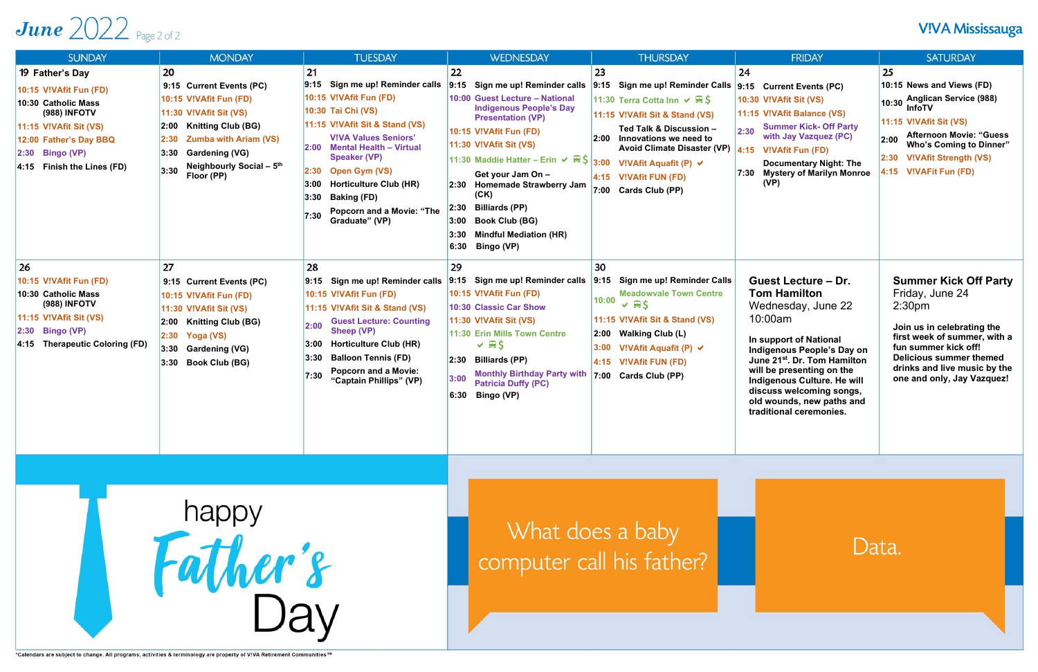# June 2022

V!VA Mississauga

| SUNDAY | MONDAY | TUESDAY | WEDNESDAY | THURSDAY | FRIDAY | SATURDAY |
|---|---|---|---|---|---|---|
| 19 Father's Day<br>10:15 V!VAfit Fun (FD)<br>10:30 Catholic Mass (988) INFOTV<br>11:15 V!VAfit Sit (VS)<br>12:00 Father's Day BBQ<br>2:30 Bingo (VP)<br>4:15 Finish the Lines (FD) | 20<br>9:15 Current Events (PC)<br>10:15 V!VAfit Fun (FD)<br>11:30 V!VAfit Sit (VS)<br>2:00 Knitting Club (BG)<br>2:30 Zumba with Ariam (VS)<br>3:30 Gardening (VG)<br>3:30 Neighbourly Social – 5th Floor (PP) | 21<br>9:15 Sign me up! Reminder calls<br>10:15 V!VAfit Fun (FD)<br>10:30 Tai Chi (VS)<br>11:15 V!VAfit Sit & Stand (VS)<br>2:00 V!VA Values Seniors' Mental Health – Virtual Speaker (VP)<br>2:30 Open Gym (VS)<br>3:00 Horticulture Club (HR)<br>3:30 Baking (FD)<br>7:30 Popcorn and a Movie: "The Graduate" (VP) | 22<br>9:15 Sign me up! Reminder calls<br>10:00 Guest Lecture – National Indigenous People's Day Presentation (VP)<br>10:15 V!VAfit Fun (FD)<br>11:30 V!VAfit Sit (VS)<br>11:30 Maddie Hatter – Erin ✔ $<br>2:30 Get your Jam On – Homemade Strawberry Jam (CK)<br>2:30 Billiards (PP)<br>3:00 Book Club (BG)<br>3:30 Mindful Mediation (HR)<br>6:30 Bingo (VP) | 23<br>9:15 Sign me up! Reminder Calls<br>11:30 Terra Cotta Inn ✔ $<br>11:15 V!VAfit Sit & Stand (VS)<br>2:00 Ted Talk & Discussion – Innovations we need to Avoid Climate Disaster (VP)<br>3:00 V!VAfit Aquafit (P) ✔<br>4:15 V!VAfit FUN (FD)<br>7:00 Cards Club (PP) | 24<br>9:15 Current Events (PC)<br>10:30 V!VAfit Sit (VS)<br>11:15 V!VAfit Balance (VS)<br>2:30 Summer Kick- Off Party with Jay Vazquez (PC)<br>4:15 V!VAfit Fun (FD)<br>7:30 Documentary Night: The Mystery of Marilyn Monroe (VP) | 25<br>10:15 News and Views (FD)<br>10:30 Anglican Service (988) InfoTV<br>11:15 V!VAfit Sit (VS)<br>2:00 Afternoon Movie: "Guess Who's Coming to Dinner"<br>2:30 V!VAfit Strength (VS)<br>4:15 V!VAFit Fun (FD) |
| 26<br>10:15 V!VAfit Fun (FD)<br>10:30 Catholic Mass (988) INFOTV<br>11:15 V!VAfit Sit (VS)<br>2:30 Bingo (VP)<br>4:15 Therapeutic Coloring (FD) | 27<br>9:15 Current Events (PC)<br>10:15 V!VAfit Fun (FD)<br>11:30 V!VAfit Sit (VS)<br>2:00 Knitting Club (BG)<br>2:30 Yoga (VS)<br>3:30 Gardening (VG)<br>3:30 Book Club (BG) | 28<br>9:15 Sign me up! Reminder calls<br>10:15 V!VAfit Fun (FD)<br>11:15 V!VAfit Sit & Stand (VS)<br>2:00 Guest Lecture: Counting Sheep (VP)<br>3:00 Horticulture Club (HR)<br>3:30 Balloon Tennis (FD)<br>7:30 Popcorn and a Movie: "Captain Phillips" (VP) | 29<br>9:15 Sign me up! Reminder calls<br>10:15 V!VAfit Fun (FD)<br>10:30 Classic Car Show<br>11:30 V!VAfit Sit (VS)<br>11:30 Erin Mills Town Centre ✔ $<br>2:30 Billiards (PP)<br>3:00 Monthly Birthday Party with Patricia Duffy (PC)<br>6:30 Bingo (VP) | 30<br>9:15 Sign me up! Reminder Calls<br>10:00 Meadowvale Town Centre ✔ $<br>11:15 V!VAfit Sit & Stand (VS)<br>2:00 Walking Club (L)<br>3:00 V!VAfit Aquafit (P) ✔<br>4:15 V!VAfit FUN (FD)<br>7:00 Cards Club (PP) | **Guest Lecture – Dr. Tom Hamilton**<br>Wednesday, June 22<br>10:00am<br><br>In support of National Indigenous People's Day on June 21st. Dr. Tom Hamilton will be presenting on the Indigenous Culture. He will discuss welcoming songs, old wounds, new paths and traditional ceremonies. | **Summer Kick Off Party**<br>Friday, June 24<br>2:30pm<br><br>Join us in celebrating the first week of summer, with a fun summer kick off! Delicious summer themed drinks and live music by the one and only, Jay Vazquez! |

happy Father's Day

What does a baby computer call his father?

Data.

*Calendars are subject to change. All programs, activities & terminology are property of V!VA Retirement Communities™